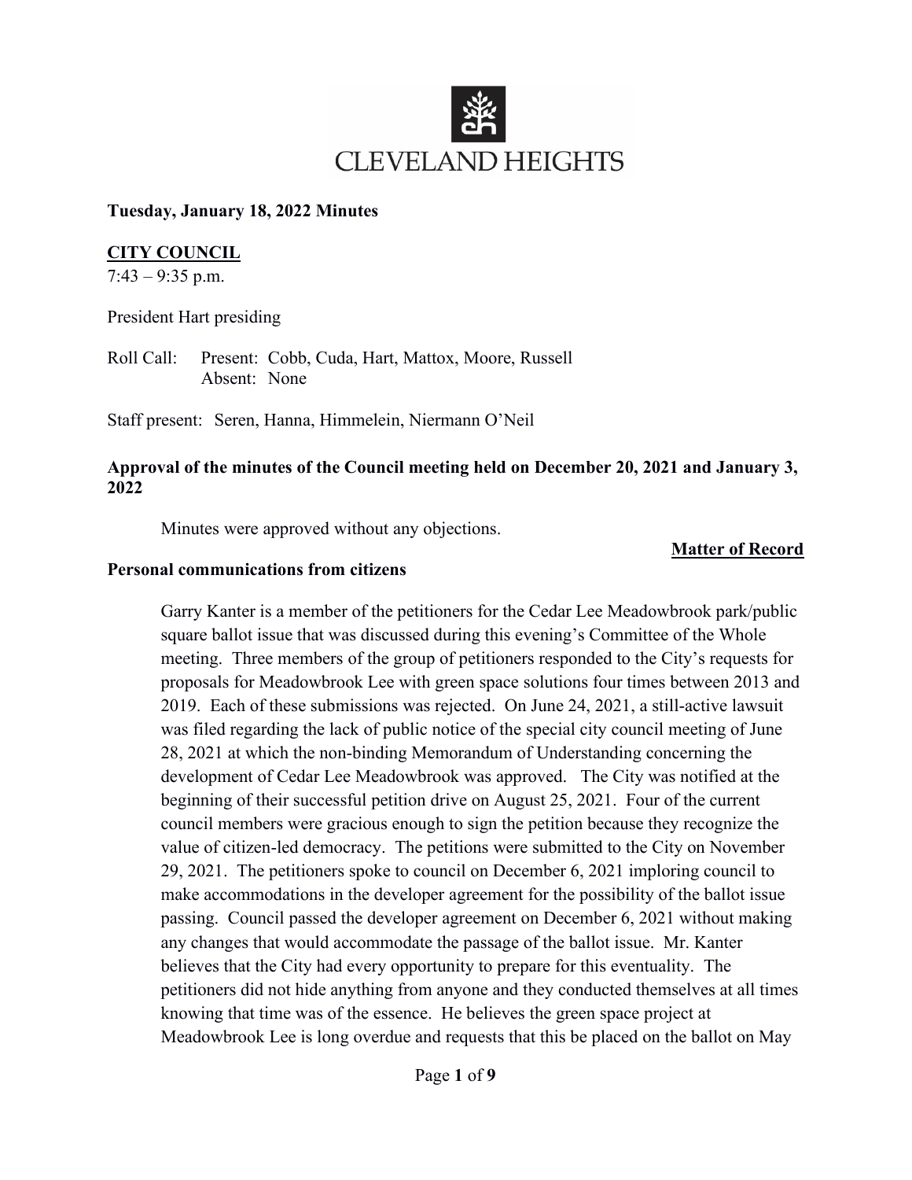# CLEVELAND HEIGHTS

**Tuesday, January 18, 2022 Minutes**

## CITY COUNCIL

7:43 – 9:35 p.m.

President Hart presiding

Roll Call: Present: Cobb, Cuda, Hart, Mattox, Moore, Russell
Absent: None

Staff present: Seren, Hanna, Himmelein, Niermann O'Neil

**Approval of the minutes of the Council meeting held on December 20, 2021 and January 3, 2022**

Minutes were approved without any objections.

**Matter of Record**

**Personal communications from citizens**

Garry Kanter is a member of the petitioners for the Cedar Lee Meadowbrook park/public square ballot issue that was discussed during this evening's Committee of the Whole meeting. Three members of the group of petitioners responded to the City's requests for proposals for Meadowbrook Lee with green space solutions four times between 2013 and 2019. Each of these submissions was rejected. On June 24, 2021, a still-active lawsuit was filed regarding the lack of public notice of the special city council meeting of June 28, 2021 at which the non-binding Memorandum of Understanding concerning the development of Cedar Lee Meadowbrook was approved. The City was notified at the beginning of their successful petition drive on August 25, 2021. Four of the current council members were gracious enough to sign the petition because they recognize the value of citizen-led democracy. The petitions were submitted to the City on November 29, 2021. The petitioners spoke to council on December 6, 2021 imploring council to make accommodations in the developer agreement for the possibility of the ballot issue passing. Council passed the developer agreement on December 6, 2021 without making any changes that would accommodate the passage of the ballot issue. Mr. Kanter believes that the City had every opportunity to prepare for this eventuality. The petitioners did not hide anything from anyone and they conducted themselves at all times knowing that time was of the essence. He believes the green space project at Meadowbrook Lee is long overdue and requests that this be placed on the ballot on May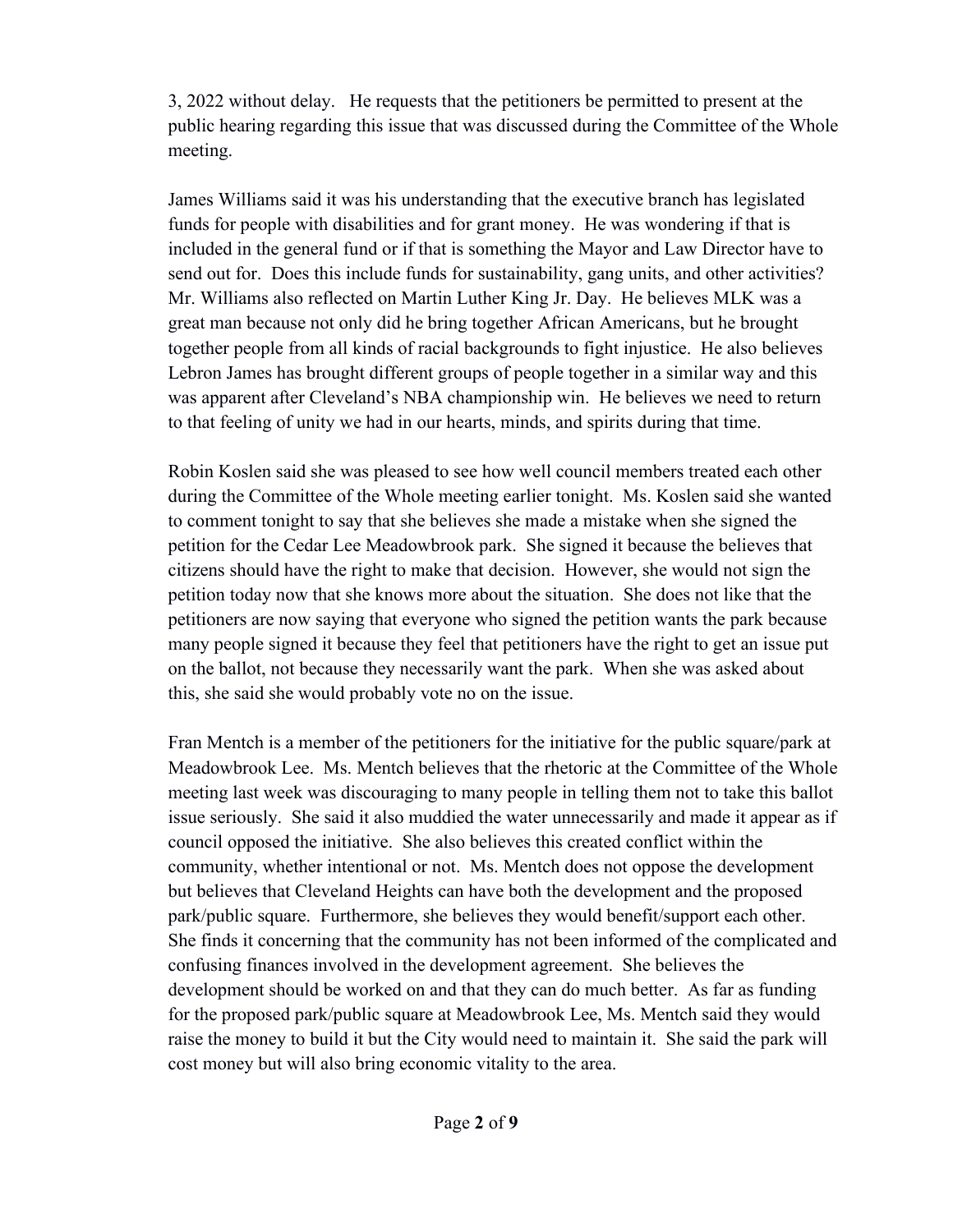3, 2022 without delay. He requests that the petitioners be permitted to present at the public hearing regarding this issue that was discussed during the Committee of the Whole meeting.

James Williams said it was his understanding that the executive branch has legislated funds for people with disabilities and for grant money. He was wondering if that is included in the general fund or if that is something the Mayor and Law Director have to send out for. Does this include funds for sustainability, gang units, and other activities? Mr. Williams also reflected on Martin Luther King Jr. Day. He believes MLK was a great man because not only did he bring together African Americans, but he brought together people from all kinds of racial backgrounds to fight injustice. He also believes Lebron James has brought different groups of people together in a similar way and this was apparent after Cleveland's NBA championship win. He believes we need to return to that feeling of unity we had in our hearts, minds, and spirits during that time.

Robin Koslen said she was pleased to see how well council members treated each other during the Committee of the Whole meeting earlier tonight. Ms. Koslen said she wanted to comment tonight to say that she believes she made a mistake when she signed the petition for the Cedar Lee Meadowbrook park. She signed it because the believes that citizens should have the right to make that decision. However, she would not sign the petition today now that she knows more about the situation. She does not like that the petitioners are now saying that everyone who signed the petition wants the park because many people signed it because they feel that petitioners have the right to get an issue put on the ballot, not because they necessarily want the park. When she was asked about this, she said she would probably vote no on the issue.

Fran Mentch is a member of the petitioners for the initiative for the public square/park at Meadowbrook Lee. Ms. Mentch believes that the rhetoric at the Committee of the Whole meeting last week was discouraging to many people in telling them not to take this ballot issue seriously. She said it also muddied the water unnecessarily and made it appear as if council opposed the initiative. She also believes this created conflict within the community, whether intentional or not. Ms. Mentch does not oppose the development but believes that Cleveland Heights can have both the development and the proposed park/public square. Furthermore, she believes they would benefit/support each other. She finds it concerning that the community has not been informed of the complicated and confusing finances involved in the development agreement. She believes the development should be worked on and that they can do much better. As far as funding for the proposed park/public square at Meadowbrook Lee, Ms. Mentch said they would raise the money to build it but the City would need to maintain it. She said the park will cost money but will also bring economic vitality to the area.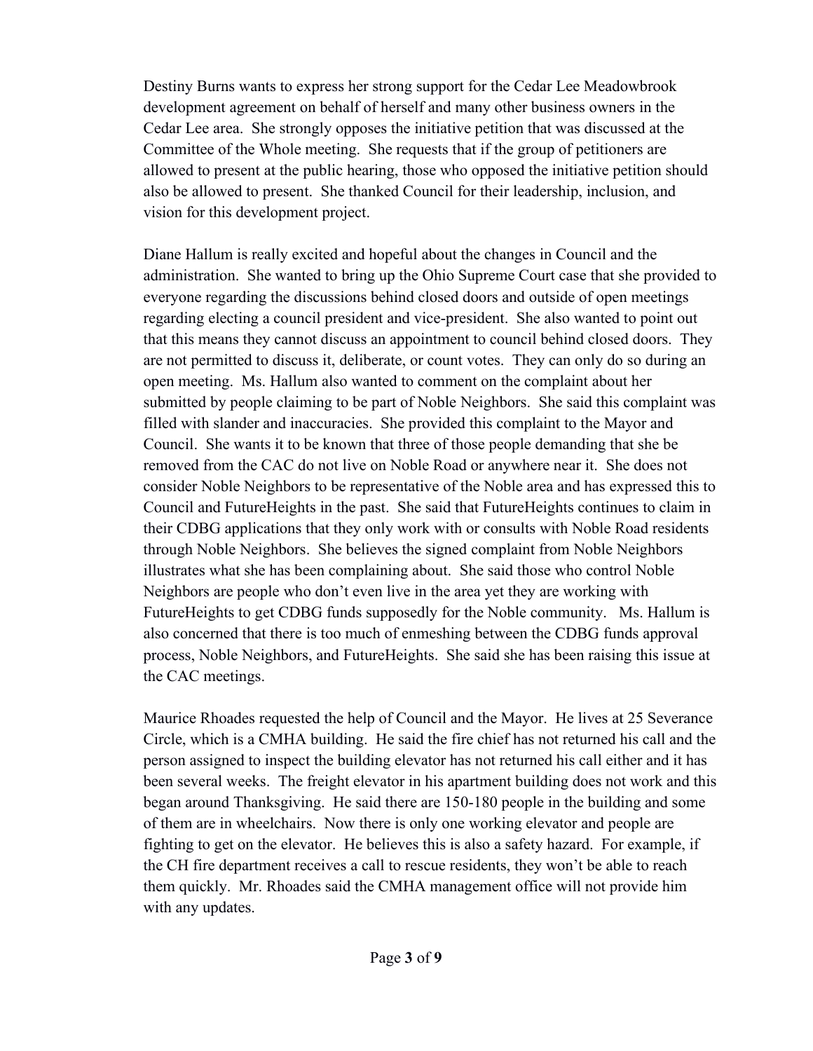Destiny Burns wants to express her strong support for the Cedar Lee Meadowbrook development agreement on behalf of herself and many other business owners in the Cedar Lee area. She strongly opposes the initiative petition that was discussed at the Committee of the Whole meeting. She requests that if the group of petitioners are allowed to present at the public hearing, those who opposed the initiative petition should also be allowed to present. She thanked Council for their leadership, inclusion, and vision for this development project.

Diane Hallum is really excited and hopeful about the changes in Council and the administration. She wanted to bring up the Ohio Supreme Court case that she provided to everyone regarding the discussions behind closed doors and outside of open meetings regarding electing a council president and vice-president. She also wanted to point out that this means they cannot discuss an appointment to council behind closed doors. They are not permitted to discuss it, deliberate, or count votes. They can only do so during an open meeting. Ms. Hallum also wanted to comment on the complaint about her submitted by people claiming to be part of Noble Neighbors. She said this complaint was filled with slander and inaccuracies. She provided this complaint to the Mayor and Council. She wants it to be known that three of those people demanding that she be removed from the CAC do not live on Noble Road or anywhere near it. She does not consider Noble Neighbors to be representative of the Noble area and has expressed this to Council and FutureHeights in the past. She said that FutureHeights continues to claim in their CDBG applications that they only work with or consults with Noble Road residents through Noble Neighbors. She believes the signed complaint from Noble Neighbors illustrates what she has been complaining about. She said those who control Noble Neighbors are people who don't even live in the area yet they are working with FutureHeights to get CDBG funds supposedly for the Noble community. Ms. Hallum is also concerned that there is too much of enmeshing between the CDBG funds approval process, Noble Neighbors, and FutureHeights. She said she has been raising this issue at the CAC meetings.

Maurice Rhoades requested the help of Council and the Mayor. He lives at 25 Severance Circle, which is a CMHA building. He said the fire chief has not returned his call and the person assigned to inspect the building elevator has not returned his call either and it has been several weeks. The freight elevator in his apartment building does not work and this began around Thanksgiving. He said there are 150-180 people in the building and some of them are in wheelchairs. Now there is only one working elevator and people are fighting to get on the elevator. He believes this is also a safety hazard. For example, if the CH fire department receives a call to rescue residents, they won't be able to reach them quickly. Mr. Rhoades said the CMHA management office will not provide him with any updates.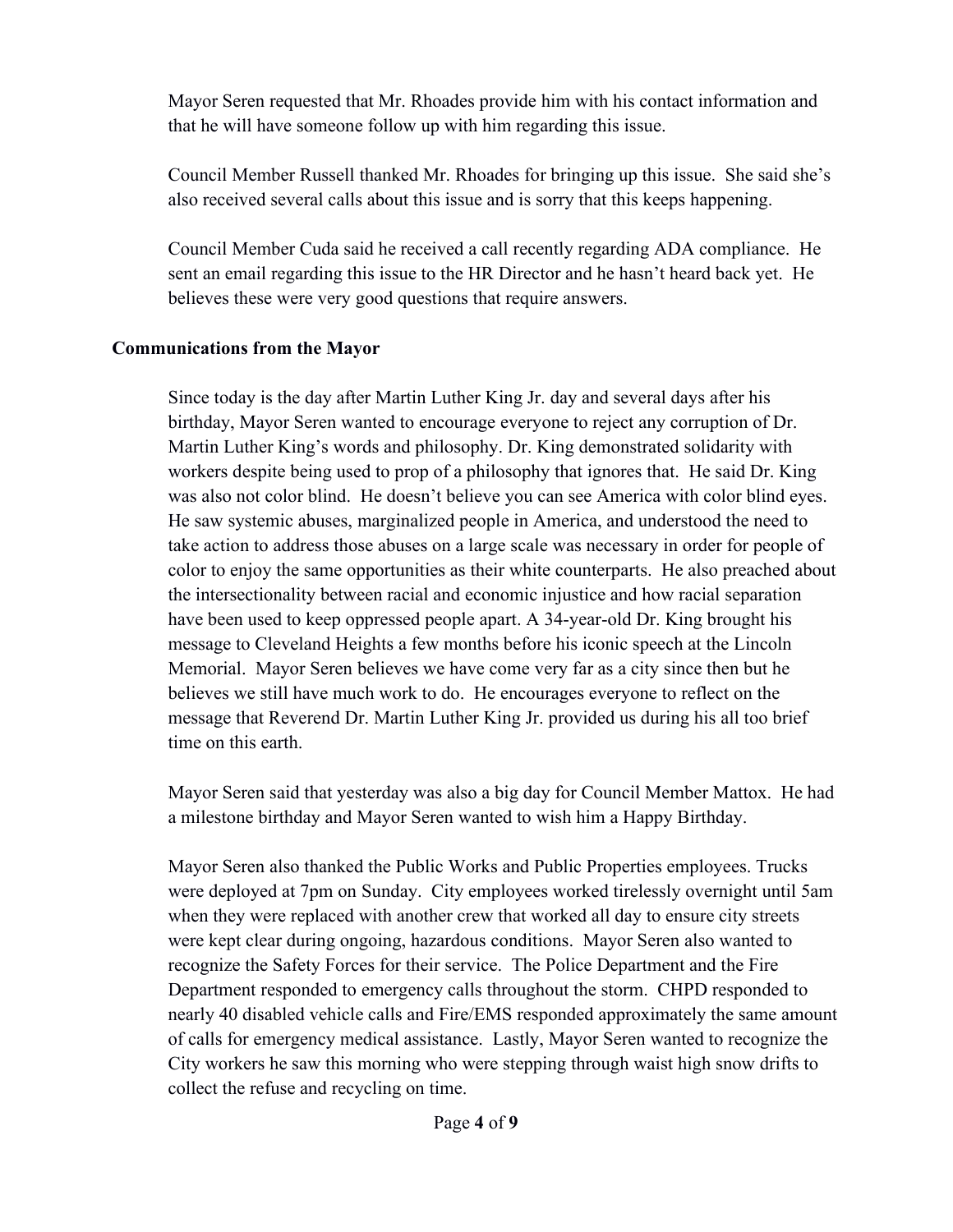Mayor Seren requested that Mr. Rhoades provide him with his contact information and that he will have someone follow up with him regarding this issue.

Council Member Russell thanked Mr. Rhoades for bringing up this issue. She said she's also received several calls about this issue and is sorry that this keeps happening.

Council Member Cuda said he received a call recently regarding ADA compliance. He sent an email regarding this issue to the HR Director and he hasn't heard back yet. He believes these were very good questions that require answers.

**Communications from the Mayor**

Since today is the day after Martin Luther King Jr. day and several days after his birthday, Mayor Seren wanted to encourage everyone to reject any corruption of Dr. Martin Luther King's words and philosophy. Dr. King demonstrated solidarity with workers despite being used to prop of a philosophy that ignores that. He said Dr. King was also not color blind. He doesn't believe you can see America with color blind eyes. He saw systemic abuses, marginalized people in America, and understood the need to take action to address those abuses on a large scale was necessary in order for people of color to enjoy the same opportunities as their white counterparts. He also preached about the intersectionality between racial and economic injustice and how racial separation have been used to keep oppressed people apart. A 34-year-old Dr. King brought his message to Cleveland Heights a few months before his iconic speech at the Lincoln Memorial. Mayor Seren believes we have come very far as a city since then but he believes we still have much work to do. He encourages everyone to reflect on the message that Reverend Dr. Martin Luther King Jr. provided us during his all too brief time on this earth.

Mayor Seren said that yesterday was also a big day for Council Member Mattox. He had a milestone birthday and Mayor Seren wanted to wish him a Happy Birthday.

Mayor Seren also thanked the Public Works and Public Properties employees. Trucks were deployed at 7pm on Sunday. City employees worked tirelessly overnight until 5am when they were replaced with another crew that worked all day to ensure city streets were kept clear during ongoing, hazardous conditions. Mayor Seren also wanted to recognize the Safety Forces for their service. The Police Department and the Fire Department responded to emergency calls throughout the storm. CHPD responded to nearly 40 disabled vehicle calls and Fire/EMS responded approximately the same amount of calls for emergency medical assistance. Lastly, Mayor Seren wanted to recognize the City workers he saw this morning who were stepping through waist high snow drifts to collect the refuse and recycling on time.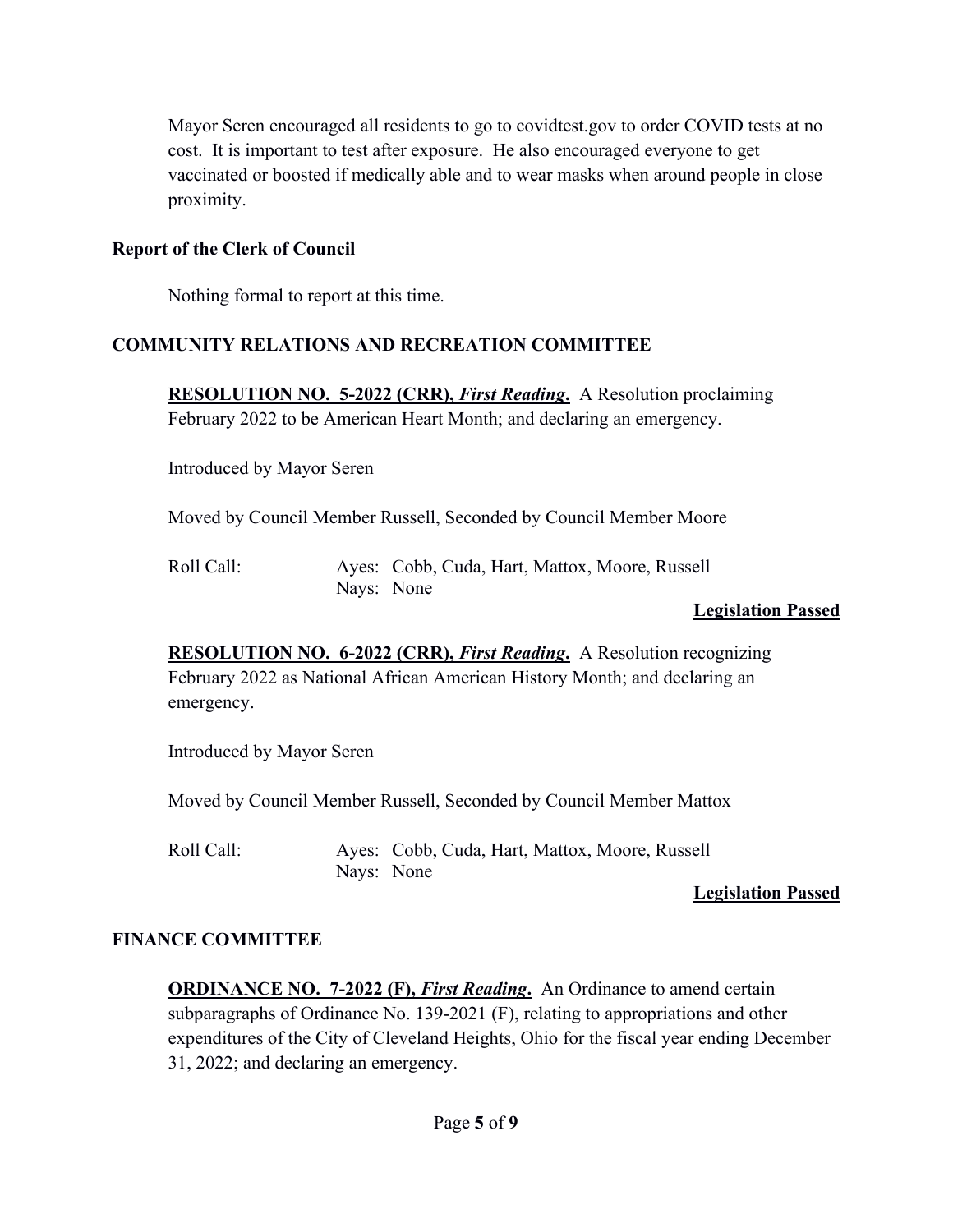Mayor Seren encouraged all residents to go to covidtest.gov to order COVID tests at no cost. It is important to test after exposure. He also encouraged everyone to get vaccinated or boosted if medically able and to wear masks when around people in close proximity.

**Report of the Clerk of Council**

Nothing formal to report at this time.

## COMMUNITY RELATIONS AND RECREATION COMMITTEE

**RESOLUTION NO. 5-2022 (CRR), *First Reading*.** A Resolution proclaiming February 2022 to be American Heart Month; and declaring an emergency.

Introduced by Mayor Seren

Moved by Council Member Russell, Seconded by Council Member Moore

Roll Call: Ayes: Cobb, Cuda, Hart, Mattox, Moore, Russell
Nays: None

**Legislation Passed**

**RESOLUTION NO. 6-2022 (CRR), *First Reading*.** A Resolution recognizing February 2022 as National African American History Month; and declaring an emergency.

Introduced by Mayor Seren

Moved by Council Member Russell, Seconded by Council Member Mattox

Roll Call: Ayes: Cobb, Cuda, Hart, Mattox, Moore, Russell
Nays: None

**Legislation Passed**

## FINANCE COMMITTEE

**ORDINANCE NO. 7-2022 (F), *First Reading*.** An Ordinance to amend certain subparagraphs of Ordinance No. 139-2021 (F), relating to appropriations and other expenditures of the City of Cleveland Heights, Ohio for the fiscal year ending December 31, 2022; and declaring an emergency.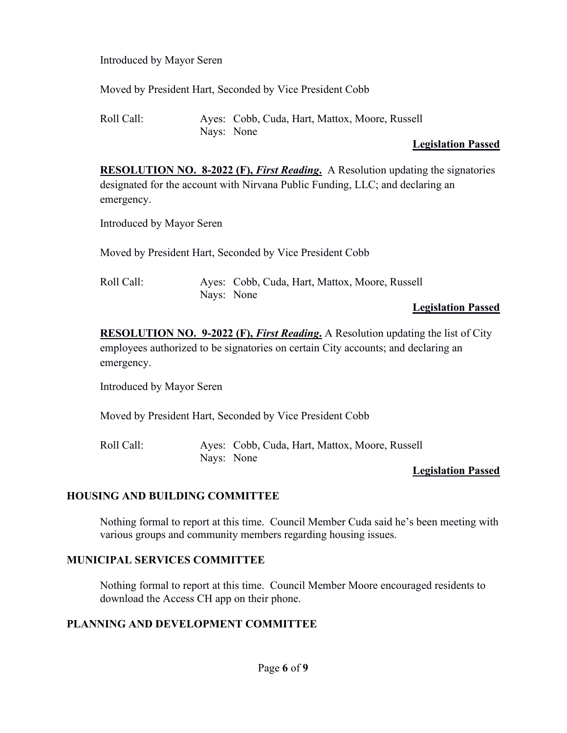Introduced by Mayor Seren

Moved by President Hart, Seconded by Vice President Cobb

Roll Call: Ayes: Cobb, Cuda, Hart, Mattox, Moore, Russell
Nays: None

**Legislation Passed**

**RESOLUTION NO. 8-2022 (F), *First Reading*.** A Resolution updating the signatories designated for the account with Nirvana Public Funding, LLC; and declaring an emergency.

Introduced by Mayor Seren

Moved by President Hart, Seconded by Vice President Cobb

Roll Call: Ayes: Cobb, Cuda, Hart, Mattox, Moore, Russell
Nays: None

**Legislation Passed**

**RESOLUTION NO. 9-2022 (F), *First Reading*.** A Resolution updating the list of City employees authorized to be signatories on certain City accounts; and declaring an emergency.

Introduced by Mayor Seren

Moved by President Hart, Seconded by Vice President Cobb

Roll Call: Ayes: Cobb, Cuda, Hart, Mattox, Moore, Russell
Nays: None

**Legislation Passed**

## HOUSING AND BUILDING COMMITTEE

Nothing formal to report at this time. Council Member Cuda said he's been meeting with various groups and community members regarding housing issues.

## MUNICIPAL SERVICES COMMITTEE

Nothing formal to report at this time. Council Member Moore encouraged residents to download the Access CH app on their phone.

## PLANNING AND DEVELOPMENT COMMITTEE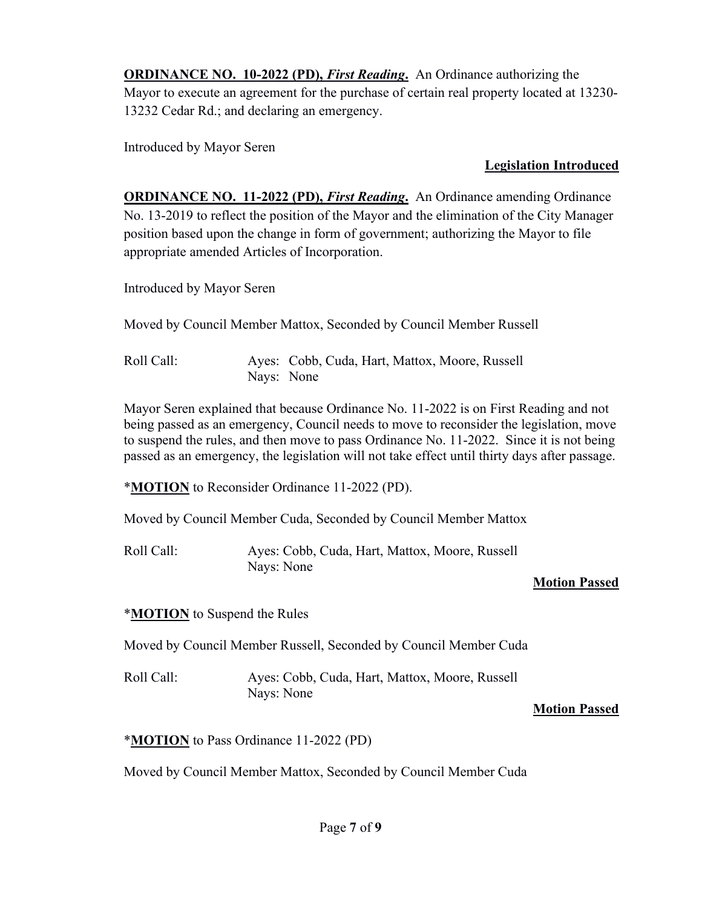**ORDINANCE NO. 10-2022 (PD), *First Reading*.** An Ordinance authorizing the Mayor to execute an agreement for the purchase of certain real property located at 13230-13232 Cedar Rd.; and declaring an emergency.

Introduced by Mayor Seren

**Legislation Introduced**

**ORDINANCE NO. 11-2022 (PD), *First Reading*.** An Ordinance amending Ordinance No. 13-2019 to reflect the position of the Mayor and the elimination of the City Manager position based upon the change in form of government; authorizing the Mayor to file appropriate amended Articles of Incorporation.

Introduced by Mayor Seren

Moved by Council Member Mattox, Seconded by Council Member Russell

Roll Call: Ayes: Cobb, Cuda, Hart, Mattox, Moore, Russell
Nays: None

Mayor Seren explained that because Ordinance No. 11-2022 is on First Reading and not being passed as an emergency, Council needs to move to reconsider the legislation, move to suspend the rules, and then move to pass Ordinance No. 11-2022. Since it is not being passed as an emergency, the legislation will not take effect until thirty days after passage.

***MOTION** to Reconsider Ordinance 11-2022 (PD).

Moved by Council Member Cuda, Seconded by Council Member Mattox

Roll Call: Ayes: Cobb, Cuda, Hart, Mattox, Moore, Russell
Nays: None

**Motion Passed**

***MOTION** to Suspend the Rules

Moved by Council Member Russell, Seconded by Council Member Cuda

Roll Call: Ayes: Cobb, Cuda, Hart, Mattox, Moore, Russell
Nays: None

**Motion Passed**

***MOTION** to Pass Ordinance 11-2022 (PD)

Moved by Council Member Mattox, Seconded by Council Member Cuda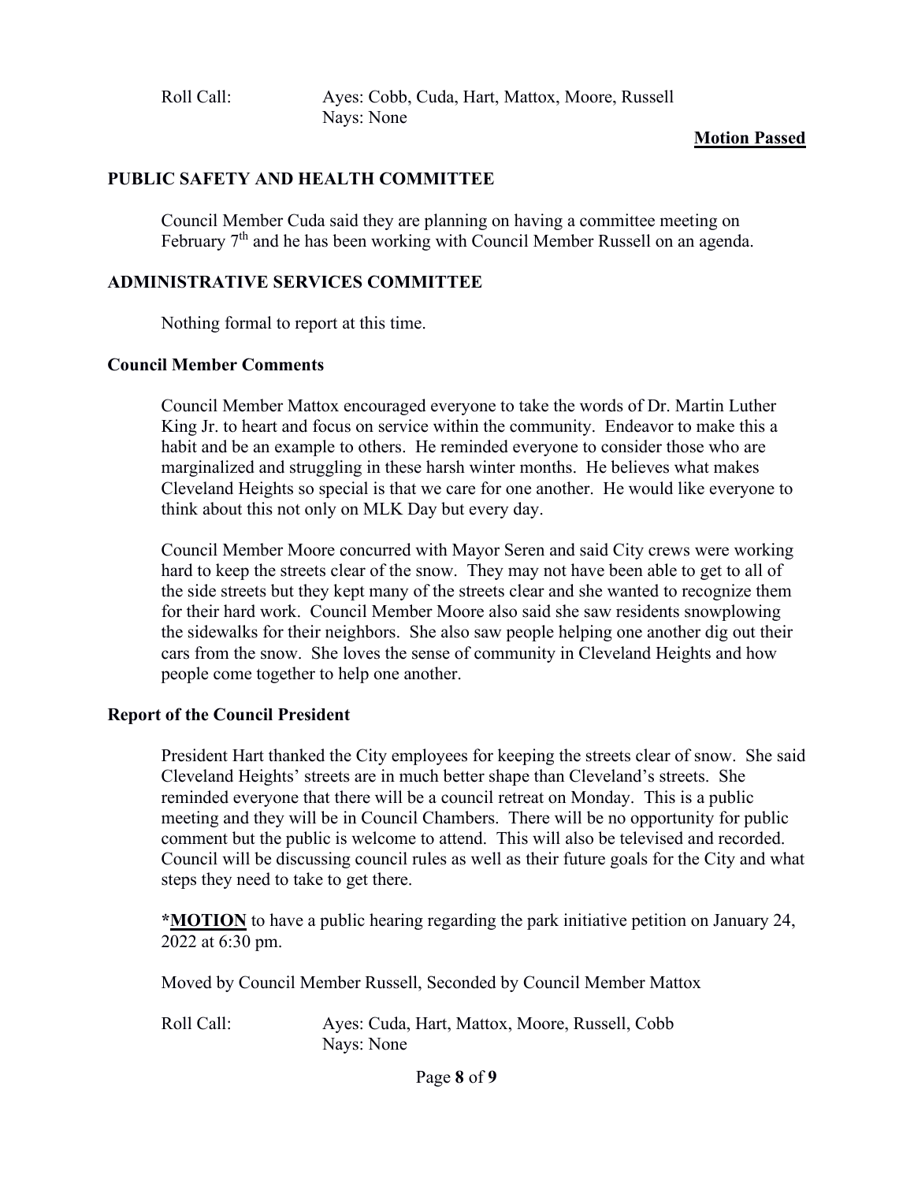Roll Call: Ayes: Cobb, Cuda, Hart, Mattox, Moore, Russell
Nays: None

**Motion Passed**

## PUBLIC SAFETY AND HEALTH COMMITTEE

Council Member Cuda said they are planning on having a committee meeting on February 7th and he has been working with Council Member Russell on an agenda.

## ADMINISTRATIVE SERVICES COMMITTEE

Nothing formal to report at this time.

### Council Member Comments

Council Member Mattox encouraged everyone to take the words of Dr. Martin Luther King Jr. to heart and focus on service within the community. Endeavor to make this a habit and be an example to others. He reminded everyone to consider those who are marginalized and struggling in these harsh winter months. He believes what makes Cleveland Heights so special is that we care for one another. He would like everyone to think about this not only on MLK Day but every day.

Council Member Moore concurred with Mayor Seren and said City crews were working hard to keep the streets clear of the snow. They may not have been able to get to all of the side streets but they kept many of the streets clear and she wanted to recognize them for their hard work. Council Member Moore also said she saw residents snowplowing the sidewalks for their neighbors. She also saw people helping one another dig out their cars from the snow. She loves the sense of community in Cleveland Heights and how people come together to help one another.

### Report of the Council President

President Hart thanked the City employees for keeping the streets clear of snow. She said Cleveland Heights' streets are in much better shape than Cleveland's streets. She reminded everyone that there will be a council retreat on Monday. This is a public meeting and they will be in Council Chambers. There will be no opportunity for public comment but the public is welcome to attend. This will also be televised and recorded. Council will be discussing council rules as well as their future goals for the City and what steps they need to take to get there.

***MOTION** to have a public hearing regarding the park initiative petition on January 24, 2022 at 6:30 pm.

Moved by Council Member Russell, Seconded by Council Member Mattox

Roll Call: Ayes: Cuda, Hart, Mattox, Moore, Russell, Cobb
Nays: None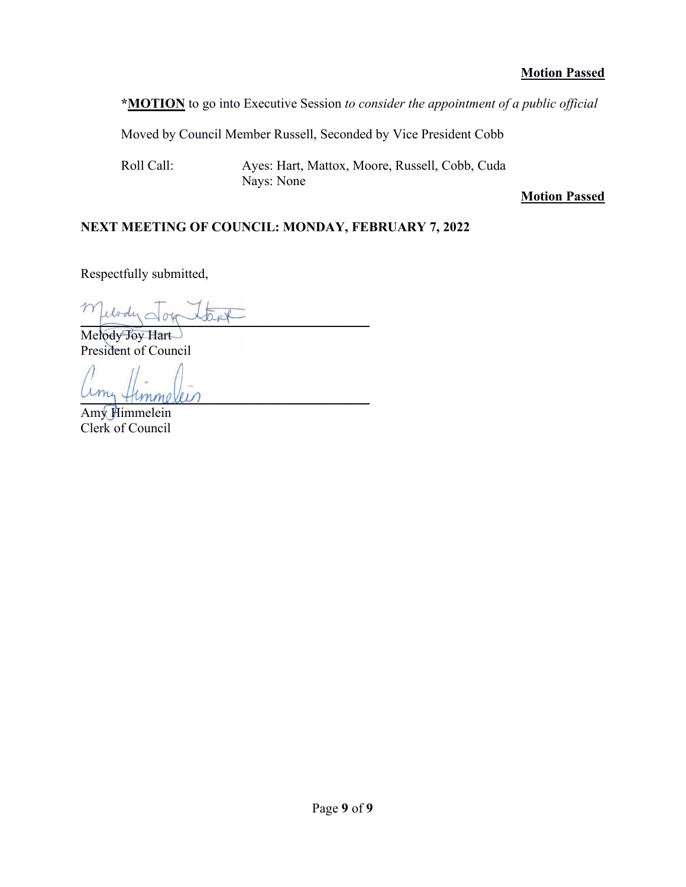**Motion Passed**

***MOTION** to go into Executive Session *to consider the appointment of a public official*

Moved by Council Member Russell, Seconded by Vice President Cobb

Roll Call: Ayes: Hart, Mattox, Moore, Russell, Cobb, Cuda
Nays: None

**Motion Passed**

**NEXT MEETING OF COUNCIL: MONDAY, FEBRUARY 7, 2022**

Respectfully submitted,

Melody Joy Hart
President of Council

Amy Himmelein
Clerk of Council